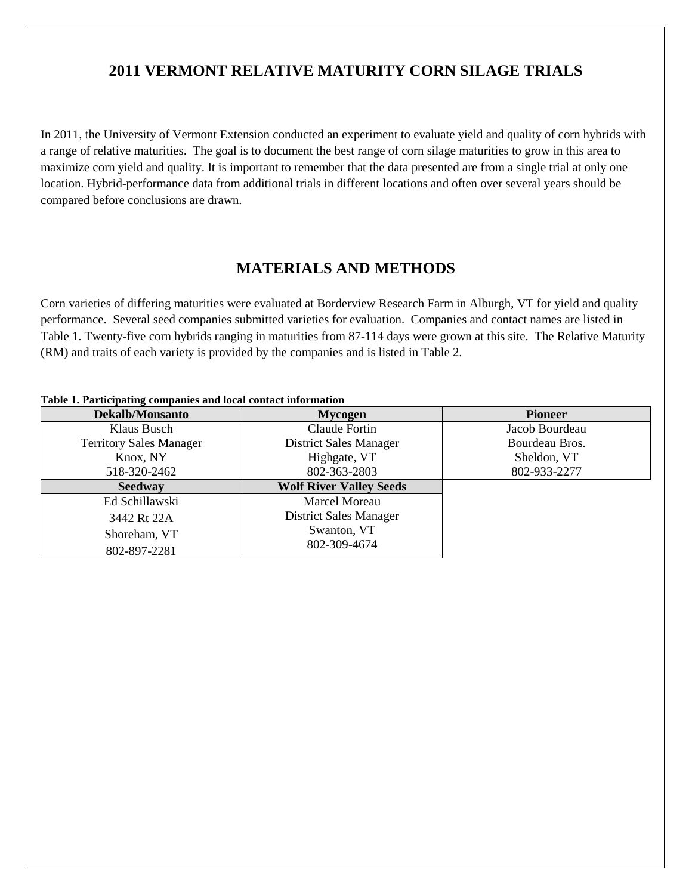# 2011 VERMONT RELATIVE MATURITY CORN SILAGE TRIALS

In 2011, the University of Vermont Extension conducted an experiment to evaluate yield and quality of corn hybrids with a range of relative maturities. The goal is to document the best range of corn silage maturities to grow in this area to maximize corn yield and quality. It is important to remember that the data presented are from a single trial at only one location. Hybrid-performance data from additional trials in different locations and often over several years should be compared before conclusions are drawn.

## MATERIALS AND METHODS

Corn varieties of differing maturities were evaluated at Borderview Research Farm in Alburgh, VT for yield and quality performance. Several seed companies submitted varieties for evaluation. Companies and contact names are listed in Table 1. Twenty-five corn hybrids ranging in maturities from 87-114 days were grown at this site. The Relative Maturity (RM) and traits of each variety is provided by the companies and is listed in Table 2.

**Table 1. Participating companies and local contact information**

| Dekalb/Monsanto | Mycogen | Pioneer |
|---|---|---|
| Klaus Busch<br>Territory Sales Manager<br>Knox, NY<br>518-320-2462 | Claude Fortin<br>District Sales Manager<br>Highgate, VT<br>802-363-2803 | Jacob Bourdeau<br>Bourdeau Bros.<br>Sheldon, VT<br>802-933-2277 |
| **Seedway** | **Wolf River Valley Seeds** | |
| Ed Schillawski<br>3442 Rt 22A<br>Shoreham, VT<br>802-897-2281 | Marcel Moreau<br>District Sales Manager<br>Swanton, VT<br>802-309-4674 | |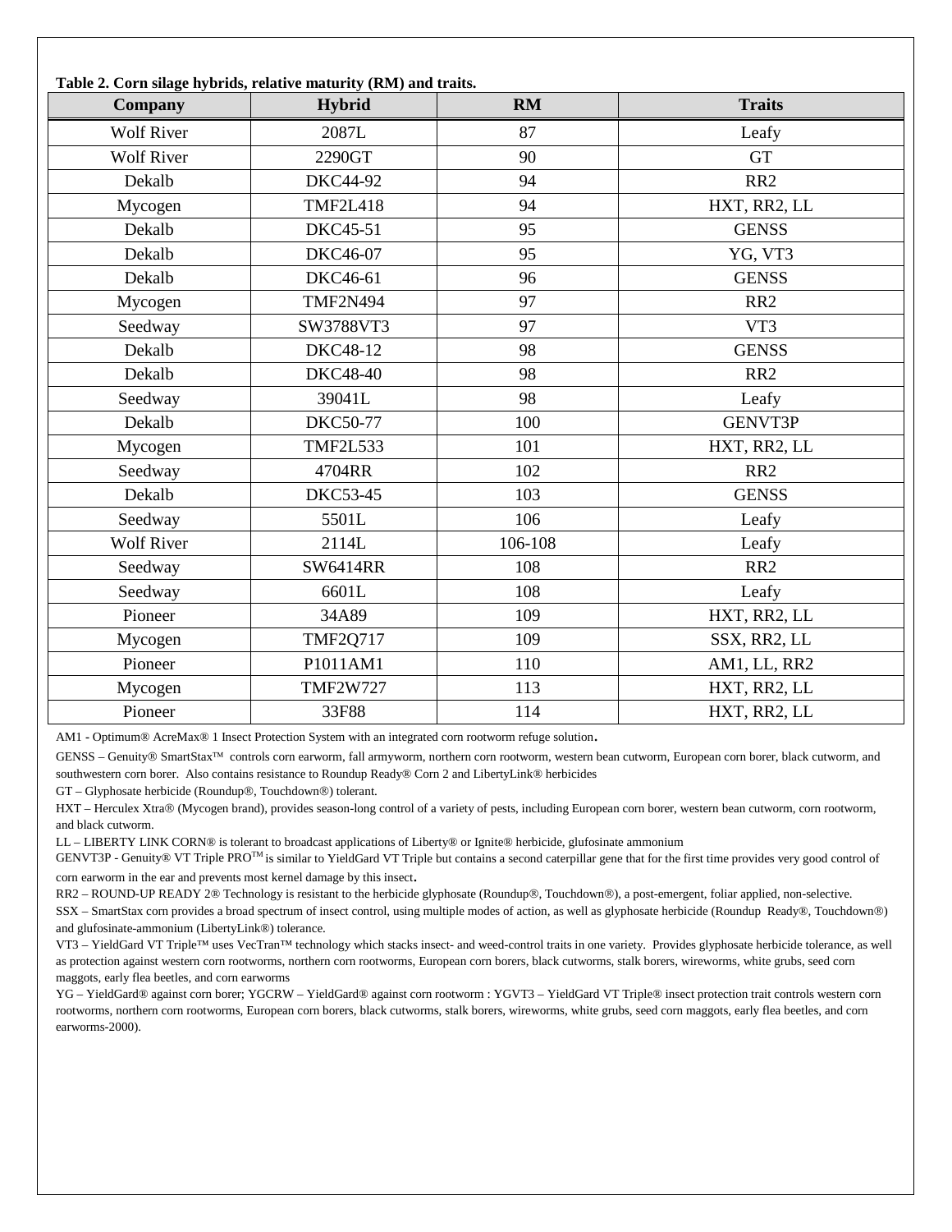**Table 2. Corn silage hybrids, relative maturity (RM) and traits.**

| Company | Hybrid | RM | Traits |
|---|---|---|---|
| Wolf River | 2087L | 87 | Leafy |
| Wolf River | 2290GT | 90 | GT |
| Dekalb | DKC44-92 | 94 | RR2 |
| Mycogen | TMF2L418 | 94 | HXT, RR2, LL |
| Dekalb | DKC45-51 | 95 | GENSS |
| Dekalb | DKC46-07 | 95 | YG, VT3 |
| Dekalb | DKC46-61 | 96 | GENSS |
| Mycogen | TMF2N494 | 97 | RR2 |
| Seedway | SW3788VT3 | 97 | VT3 |
| Dekalb | DKC48-12 | 98 | GENSS |
| Dekalb | DKC48-40 | 98 | RR2 |
| Seedway | 39041L | 98 | Leafy |
| Dekalb | DKC50-77 | 100 | GENVT3P |
| Mycogen | TMF2L533 | 101 | HXT, RR2, LL |
| Seedway | 4704RR | 102 | RR2 |
| Dekalb | DKC53-45 | 103 | GENSS |
| Seedway | 5501L | 106 | Leafy |
| Wolf River | 2114L | 106-108 | Leafy |
| Seedway | SW6414RR | 108 | RR2 |
| Seedway | 6601L | 108 | Leafy |
| Pioneer | 34A89 | 109 | HXT, RR2, LL |
| Mycogen | TMF2Q717 | 109 | SSX, RR2, LL |
| Pioneer | P1011AM1 | 110 | AM1, LL, RR2 |
| Mycogen | TMF2W727 | 113 | HXT, RR2, LL |
| Pioneer | 33F88 | 114 | HXT, RR2, LL |

AM1 - Optimum® AcreMax® 1 Insect Protection System with an integrated corn rootworm refuge solution.

GENSS – Genuity® SmartStax™ controls corn earworm, fall armyworm, northern corn rootworm, western bean cutworm, European corn borer, black cutworm, and southwestern corn borer. Also contains resistance to Roundup Ready® Corn 2 and LibertyLink® herbicides

GT – Glyphosate herbicide (Roundup®, Touchdown®) tolerant.

HXT – Herculex Xtra® (Mycogen brand), provides season-long control of a variety of pests, including European corn borer, western bean cutworm, corn rootworm, and black cutworm.

LL – LIBERTY LINK CORN® is tolerant to broadcast applications of Liberty® or Ignite® herbicide, glufosinate ammonium

GENVT3P - Genuity® VT Triple PRO™ is similar to YieldGard VT Triple but contains a second caterpillar gene that for the first time provides very good control of corn earworm in the ear and prevents most kernel damage by this insect.

RR2 – ROUND-UP READY 2® Technology is resistant to the herbicide glyphosate (Roundup®, Touchdown®), a post-emergent, foliar applied, non-selective.

SSX – SmartStax corn provides a broad spectrum of insect control, using multiple modes of action, as well as glyphosate herbicide (Roundup Ready®, Touchdown®) and glufosinate-ammonium (LibertyLink®) tolerance.

VT3 – YieldGard VT Triple™ uses VecTran™ technology which stacks insect- and weed-control traits in one variety. Provides glyphosate herbicide tolerance, as well as protection against western corn rootworms, northern corn rootworms, European corn borers, black cutworms, stalk borers, wireworms, white grubs, seed corn maggots, early flea beetles, and corn earworms

YG – YieldGard® against corn borer; YGCRW – YieldGard® against corn rootworm : YGVT3 – YieldGard VT Triple® insect protection trait controls western corn rootworms, northern corn rootworms, European corn borers, black cutworms, stalk borers, wireworms, white grubs, seed corn maggots, early flea beetles, and corn earworms-2000).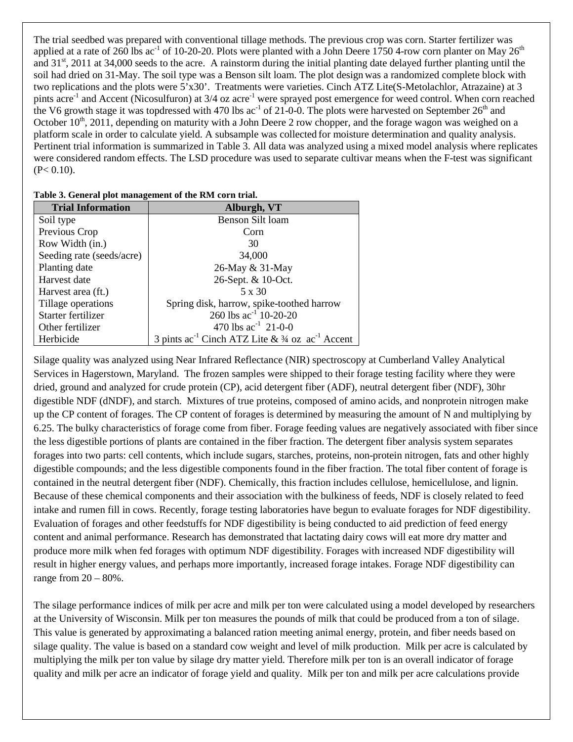The trial seedbed was prepared with conventional tillage methods. The previous crop was corn. Starter fertilizer was applied at a rate of 260 lbs $ac^{-1}$ of 10-20-20. Plots were planted with a John Deere 1750 4-row corn planter on May 26th and 31st, 2011 at 34,000 seeds to the acre. A rainstorm during the initial planting date delayed further planting until the soil had dried on 31-May. The soil type was a Benson silt loam. The plot design was a randomized complete block with two replications and the plots were 5'x30'. Treatments were varieties. Cinch ATZ Lite(S-Metolachlor, Atrazaine) at 3 pints $acre^{-1}$ and Accent (Nicosulfuron) at 3/4 oz $acre^{-1}$ were sprayed post emergence for weed control. When corn reached the V6 growth stage it was topdressed with 470 lbs $ac^{-1}$ of 21-0-0. The plots were harvested on September 26th and October 10th, 2011, depending on maturity with a John Deere 2 row chopper, and the forage wagon was weighed on a platform scale in order to calculate yield. A subsample was collected for moisture determination and quality analysis. Pertinent trial information is summarized in Table 3. All data was analyzed using a mixed model analysis where replicates were considered random effects. The LSD procedure was used to separate cultivar means when the F-test was significant ($P < 0.10$).

**Table 3. General plot management of the RM corn trial.**

| Trial Information | Alburgh, VT |
|---|---|
| Soil type | Benson Silt loam |
| Previous Crop | Corn |
| Row Width (in.) | 30 |
| Seeding rate (seeds/acre) | 34,000 |
| Planting date | 26-May & 31-May |
| Harvest date | 26-Sept. & 10-Oct. |
| Harvest area (ft.) | 5 x 30 |
| Tillage operations | Spring disk, harrow, spike-toothed harrow |
| Starter fertilizer | 260 lbs $ac^{-1}$ 10-20-20 |
| Other fertilizer | 470 lbs $ac^{-1}$ 21-0-0 |
| Herbicide | 3 pints $ac^{-1}$ Cinch ATZ Lite & ¾ oz $ac^{-1}$ Accent |

Silage quality was analyzed using Near Infrared Reflectance (NIR) spectroscopy at Cumberland Valley Analytical Services in Hagerstown, Maryland. The frozen samples were shipped to their forage testing facility where they were dried, ground and analyzed for crude protein (CP), acid detergent fiber (ADF), neutral detergent fiber (NDF), 30hr digestible NDF (dNDF), and starch. Mixtures of true proteins, composed of amino acids, and nonprotein nitrogen make up the CP content of forages. The CP content of forages is determined by measuring the amount of N and multiplying by 6.25. The bulky characteristics of forage come from fiber. Forage feeding values are negatively associated with fiber since the less digestible portions of plants are contained in the fiber fraction. The detergent fiber analysis system separates forages into two parts: cell contents, which include sugars, starches, proteins, non-protein nitrogen, fats and other highly digestible compounds; and the less digestible components found in the fiber fraction. The total fiber content of forage is contained in the neutral detergent fiber (NDF). Chemically, this fraction includes cellulose, hemicellulose, and lignin. Because of these chemical components and their association with the bulkiness of feeds, NDF is closely related to feed intake and rumen fill in cows. Recently, forage testing laboratories have begun to evaluate forages for NDF digestibility. Evaluation of forages and other feedstuffs for NDF digestibility is being conducted to aid prediction of feed energy content and animal performance. Research has demonstrated that lactating dairy cows will eat more dry matter and produce more milk when fed forages with optimum NDF digestibility. Forages with increased NDF digestibility will result in higher energy values, and perhaps more importantly, increased forage intakes. Forage NDF digestibility can range from 20 – 80%.

The silage performance indices of milk per acre and milk per ton were calculated using a model developed by researchers at the University of Wisconsin. Milk per ton measures the pounds of milk that could be produced from a ton of silage. This value is generated by approximating a balanced ration meeting animal energy, protein, and fiber needs based on silage quality. The value is based on a standard cow weight and level of milk production. Milk per acre is calculated by multiplying the milk per ton value by silage dry matter yield. Therefore milk per ton is an overall indicator of forage quality and milk per acre an indicator of forage yield and quality. Milk per ton and milk per acre calculations provide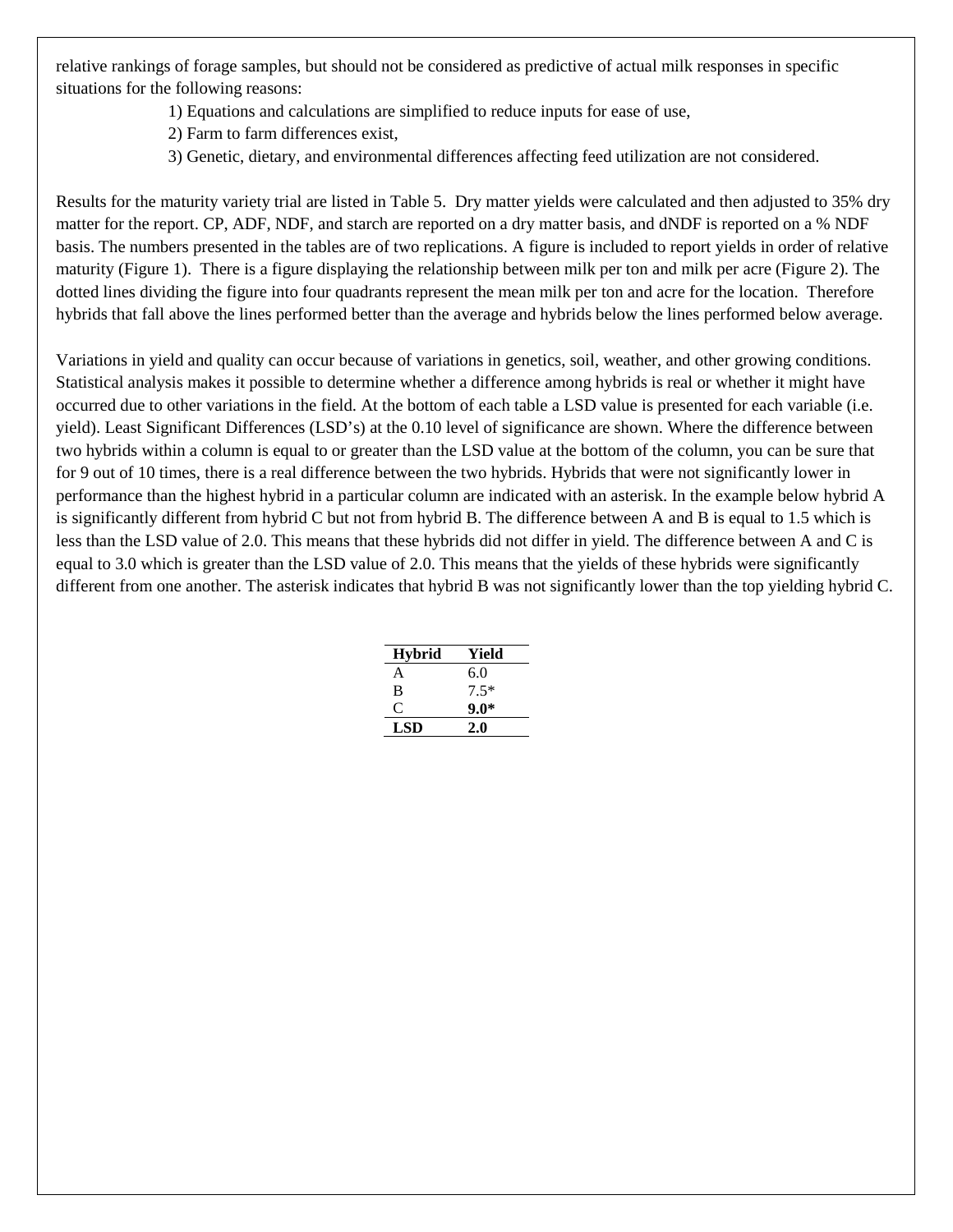relative rankings of forage samples, but should not be considered as predictive of actual milk responses in specific situations for the following reasons:

1) Equations and calculations are simplified to reduce inputs for ease of use,
2) Farm to farm differences exist,
3) Genetic, dietary, and environmental differences affecting feed utilization are not considered.

Results for the maturity variety trial are listed in Table 5. Dry matter yields were calculated and then adjusted to 35% dry matter for the report. CP, ADF, NDF, and starch are reported on a dry matter basis, and dNDF is reported on a % NDF basis. The numbers presented in the tables are of two replications. A figure is included to report yields in order of relative maturity (Figure 1). There is a figure displaying the relationship between milk per ton and milk per acre (Figure 2). The dotted lines dividing the figure into four quadrants represent the mean milk per ton and acre for the location. Therefore hybrids that fall above the lines performed better than the average and hybrids below the lines performed below average.

Variations in yield and quality can occur because of variations in genetics, soil, weather, and other growing conditions. Statistical analysis makes it possible to determine whether a difference among hybrids is real or whether it might have occurred due to other variations in the field. At the bottom of each table a LSD value is presented for each variable (i.e. yield). Least Significant Differences (LSD's) at the 0.10 level of significance are shown. Where the difference between two hybrids within a column is equal to or greater than the LSD value at the bottom of the column, you can be sure that for 9 out of 10 times, there is a real difference between the two hybrids. Hybrids that were not significantly lower in performance than the highest hybrid in a particular column are indicated with an asterisk. In the example below hybrid A is significantly different from hybrid C but not from hybrid B. The difference between A and B is equal to 1.5 which is less than the LSD value of 2.0. This means that these hybrids did not differ in yield. The difference between A and C is equal to 3.0 which is greater than the LSD value of 2.0. This means that the yields of these hybrids were significantly different from one another. The asterisk indicates that hybrid B was not significantly lower than the top yielding hybrid C.

| Hybrid | Yield |
|---|---|
| A | 6.0 |
| B | 7.5* |
| C | **9.0*** |
| **LSD** | **2.0** |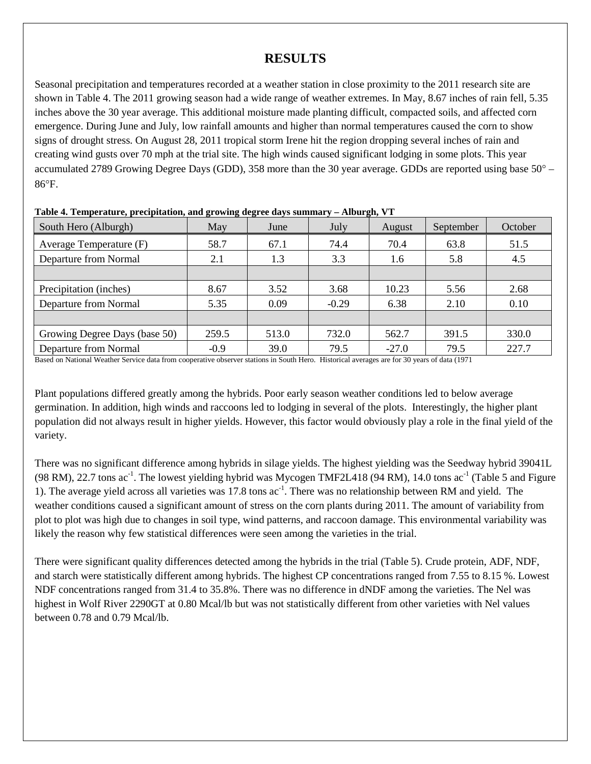# RESULTS

Seasonal precipitation and temperatures recorded at a weather station in close proximity to the 2011 research site are shown in Table 4. The 2011 growing season had a wide range of weather extremes. In May, 8.67 inches of rain fell, 5.35 inches above the 30 year average. This additional moisture made planting difficult, compacted soils, and affected corn emergence. During June and July, low rainfall amounts and higher than normal temperatures caused the corn to show signs of drought stress. On August 28, 2011 tropical storm Irene hit the region dropping several inches of rain and creating wind gusts over 70 mph at the trial site. The high winds caused significant lodging in some plots. This year accumulated 2789 Growing Degree Days (GDD), 358 more than the 30 year average. GDDs are reported using base 50° – 86°F.

**Table 4. Temperature, precipitation, and growing degree days summary – Alburgh, VT**

| South Hero (Alburgh) | May | June | July | August | September | October |
|---|---|---|---|---|---|---|
| Average Temperature (F) | 58.7 | 67.1 | 74.4 | 70.4 | 63.8 | 51.5 |
| Departure from Normal | 2.1 | 1.3 | 3.3 | 1.6 | 5.8 | 4.5 |
| | | | | | | |
| Precipitation (inches) | 8.67 | 3.52 | 3.68 | 10.23 | 5.56 | 2.68 |
| Departure from Normal | 5.35 | 0.09 | -0.29 | 6.38 | 2.10 | 0.10 |
| | | | | | | |
| Growing Degree Days (base 50) | 259.5 | 513.0 | 732.0 | 562.7 | 391.5 | 330.0 |
| Departure from Normal | -0.9 | 39.0 | 79.5 | -27.0 | 79.5 | 227.7 |

Based on National Weather Service data from cooperative observer stations in South Hero. Historical averages are for 30 years of data (1971

Plant populations differed greatly among the hybrids. Poor early season weather conditions led to below average germination. In addition, high winds and raccoons led to lodging in several of the plots. Interestingly, the higher plant population did not always result in higher yields. However, this factor would obviously play a role in the final yield of the variety.

There was no significant difference among hybrids in silage yields. The highest yielding was the Seedway hybrid 39041L (98 RM), 22.7 tons $ac^{-1}$. The lowest yielding hybrid was Mycogen TMF2L418 (94 RM), 14.0 tons $ac^{-1}$ (Table 5 and Figure 1). The average yield across all varieties was 17.8 tons $ac^{-1}$. There was no relationship between RM and yield. The weather conditions caused a significant amount of stress on the corn plants during 2011. The amount of variability from plot to plot was high due to changes in soil type, wind patterns, and raccoon damage. This environmental variability was likely the reason why few statistical differences were seen among the varieties in the trial.

There were significant quality differences detected among the hybrids in the trial (Table 5). Crude protein, ADF, NDF, and starch were statistically different among hybrids. The highest CP concentrations ranged from 7.55 to 8.15 %. Lowest NDF concentrations ranged from 31.4 to 35.8%. There was no difference in dNDF among the varieties. The Nel was highest in Wolf River 2290GT at 0.80 Mcal/lb but was not statistically different from other varieties with Nel values between 0.78 and 0.79 Mcal/lb.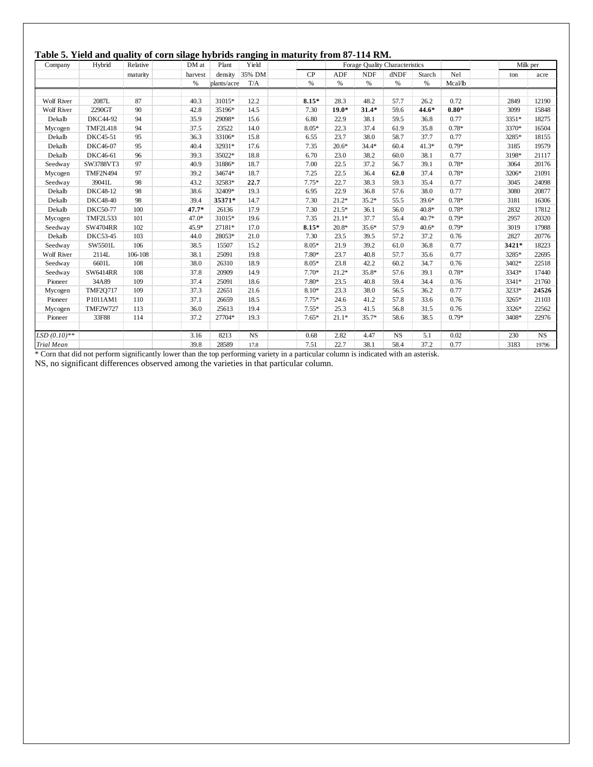**Table 5. Yield and quality of corn silage hybrids ranging in maturity from 87-114 RM.**

| Company | Hybrid | Relative maturity | DM at harvest | Plant density | Yield 35% DM | CP | ADF | NDF | dNDF | Starch | Nel | Milk per ton | Milk per acre |
|---|---|---|---|---|---|---|---|---|---|---|---|---|---|
| | | | % | plants/acre | T/A | % | % | % | % | % | Mcal/lb | | |
| Wolf River | 2087L | 87 | 40.3 | 31015* | 12.2 | **8.15*** | 28.3 | 48.2 | 57.7 | 26.2 | 0.72 | 2849 | 12190 |
| Wolf River | 2290GT | 90 | 42.8 | 35196* | 14.5 | 7.30 | **19.0*** | **31.4*** | 59.6 | **44.6*** | **0.80*** | 3099 | 15848 |
| Dekalb | DKC44-92 | 94 | 35.9 | 29098* | 15.6 | 6.80 | 22.9 | 38.1 | 59.5 | 36.8 | 0.77 | 3351* | 18275 |
| Mycogen | TMF2L418 | 94 | 37.5 | 23522 | 14.0 | 8.05* | 22.3 | 37.4 | 61.9 | 35.8 | 0.78* | 3370* | 16504 |
| Dekalb | DKC45-51 | 95 | 36.3 | 33106* | 15.8 | 6.55 | 23.7 | 38.0 | 58.7 | 37.7 | 0.77 | 3285* | 18155 |
| Dekalb | DKC46-07 | 95 | 40.4 | 32931* | 17.6 | 7.35 | 20.6* | 34.4* | 60.4 | 41.3* | 0.79* | 3185 | 19579 |
| Dekalb | DKC46-61 | 96 | 39.3 | 35022* | 18.8 | 6.70 | 23.0 | 38.2 | 60.0 | 38.1 | 0.77 | 3198* | 21117 |
| Seedway | SW3788VT3 | 97 | 40.9 | 31886* | 18.7 | 7.00 | 22.5 | 37.2 | 56.7 | 39.1 | 0.78* | 3064 | 20176 |
| Mycogen | TMF2N494 | 97 | 39.2 | 34674* | 18.7 | 7.25 | 22.5 | 36.4 | **62.0** | 37.4 | 0.78* | 3206* | 21091 |
| Seedway | 39041L | 98 | 43.2 | 32583* | **22.7** | 7.75* | 22.7 | 38.3 | 59.3 | 35.4 | 0.77 | 3045 | 24098 |
| Dekalb | DKC48-12 | 98 | 38.6 | 32409* | 19.3 | 6.95 | 22.9 | 36.8 | 57.6 | 38.0 | 0.77 | 3080 | 20877 |
| Dekalb | DKC48-40 | 98 | 39.4 | **35371*** | 14.7 | 7.30 | 21.2* | 35.2* | 55.5 | 39.6* | 0.78* | 3181 | 16306 |
| Dekalb | DKC50-77 | 100 | **47.7*** | 26136 | 17.9 | 7.30 | 21.5* | 36.1 | 56.0 | 40.8* | 0.78* | 2832 | 17812 |
| Mycogen | TMF2L533 | 101 | 47.0* | 31015* | 19.6 | 7.35 | 21.1* | 37.7 | 55.4 | 40.7* | 0.79* | 2957 | 20320 |
| Seedway | SW4704RR | 102 | 45.9* | 27181* | 17.0 | **8.15*** | 20.8* | 35.6* | 57.9 | 40.6* | 0.79* | 3019 | 17988 |
| Dekalb | DKC53-45 | 103 | 44.0 | 28053* | 21.0 | 7.30 | 23.5 | 39.5 | 57.2 | 37.2 | 0.76 | 2827 | 20776 |
| Seedway | SW5501L | 106 | 38.5 | 15507 | 15.2 | 8.05* | 21.9 | 39.2 | 61.0 | 36.8 | 0.77 | **3421*** | 18223 |
| Wolf River | 2114L | 106-108 | 38.1 | 25091 | 19.8 | 7.80* | 23.7 | 40.8 | 57.7 | 35.6 | 0.77 | 3285* | 22695 |
| Seedway | 6601L | 108 | 38.0 | 26310 | 18.9 | 8.05* | 23.8 | 42.2 | 60.2 | 34.7 | 0.76 | 3402* | 22518 |
| Seedway | SW6414RR | 108 | 37.8 | 20909 | 14.9 | 7.70* | 21.2* | 35.8* | 57.6 | 39.1 | 0.78* | 3343* | 17440 |
| Pioneer | 34A89 | 109 | 37.4 | 25091 | 18.6 | 7.80* | 23.5 | 40.8 | 59.4 | 34.4 | 0.76 | 3341* | 21760 |
| Mycogen | TMF2Q717 | 109 | 37.3 | 22651 | 21.6 | 8.10* | 23.3 | 38.0 | 56.5 | 36.2 | 0.77 | 3233* | **24526** |
| Pioneer | P1011AM1 | 110 | 37.1 | 26659 | 18.5 | 7.75* | 24.6 | 41.2 | 57.8 | 33.6 | 0.76 | 3265* | 21103 |
| Mycogen | TMF2W727 | 113 | 36.0 | 25613 | 19.4 | 7.55* | 25.3 | 41.5 | 56.8 | 31.5 | 0.76 | 3326* | 22562 |
| Pioneer | 33F88 | 114 | 37.2 | 27704* | 19.3 | 7.65* | 21.1* | 35.7* | 58.6 | 38.5 | 0.79* | 3408* | 22976 |
| *LSD (0.10)*** | | | 3.16 | 8213 | NS | 0.68 | 2.82 | 4.47 | NS | 5.1 | 0.02 | 230 | NS |
| *Trial Mean* | | | 39.8 | 28589 | 17.8 | 7.51 | 22.7 | 38.1 | 58.4 | 37.2 | 0.77 | 3183 | 19796 |

Columns CP through Nel: Forage Quality Characteristics.

\* Corn that did not perform significantly lower than the top performing variety in a particular column is indicated with an asterisk.

NS, no significant differences observed among the varieties in that particular column.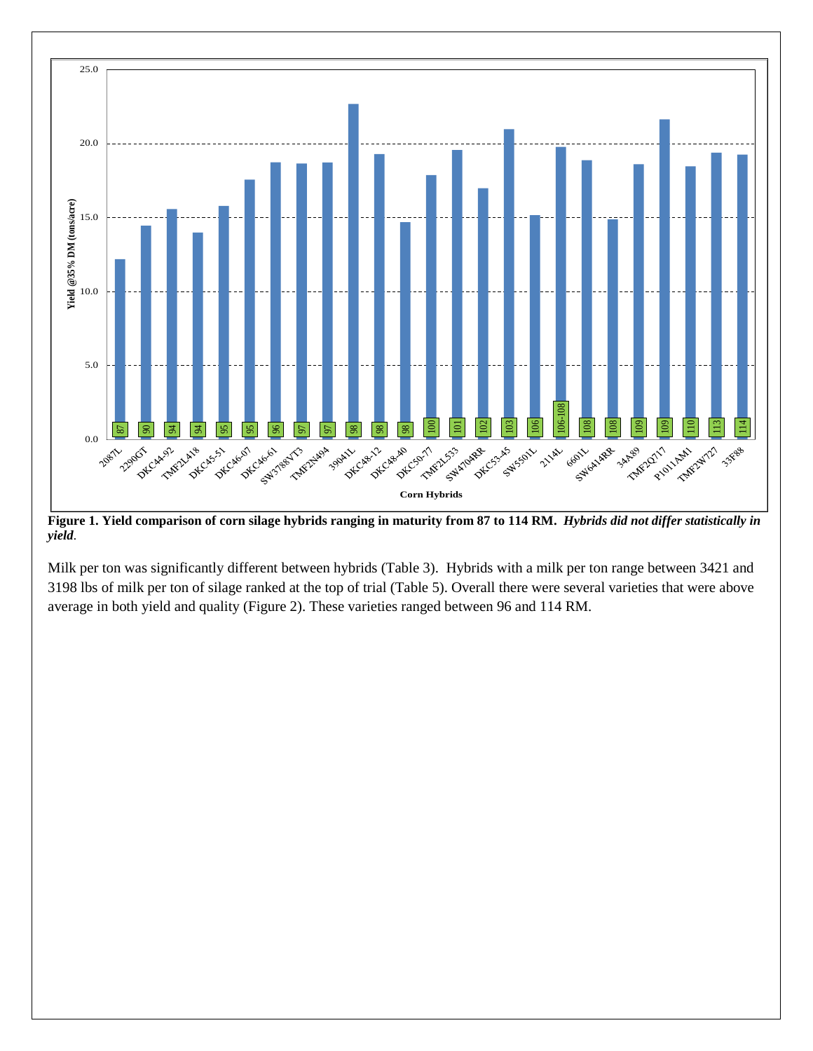**Figure 1. Yield comparison of corn silage hybrids ranging in maturity from 87 to 114 RM.** ***Hybrids did not differ statistically in yield*.**

Milk per ton was significantly different between hybrids (Table 3). Hybrids with a milk per ton range between 3421 and 3198 lbs of milk per ton of silage ranked at the top of trial (Table 5). Overall there were several varieties that were above average in both yield and quality (Figure 2). These varieties ranged between 96 and 114 RM.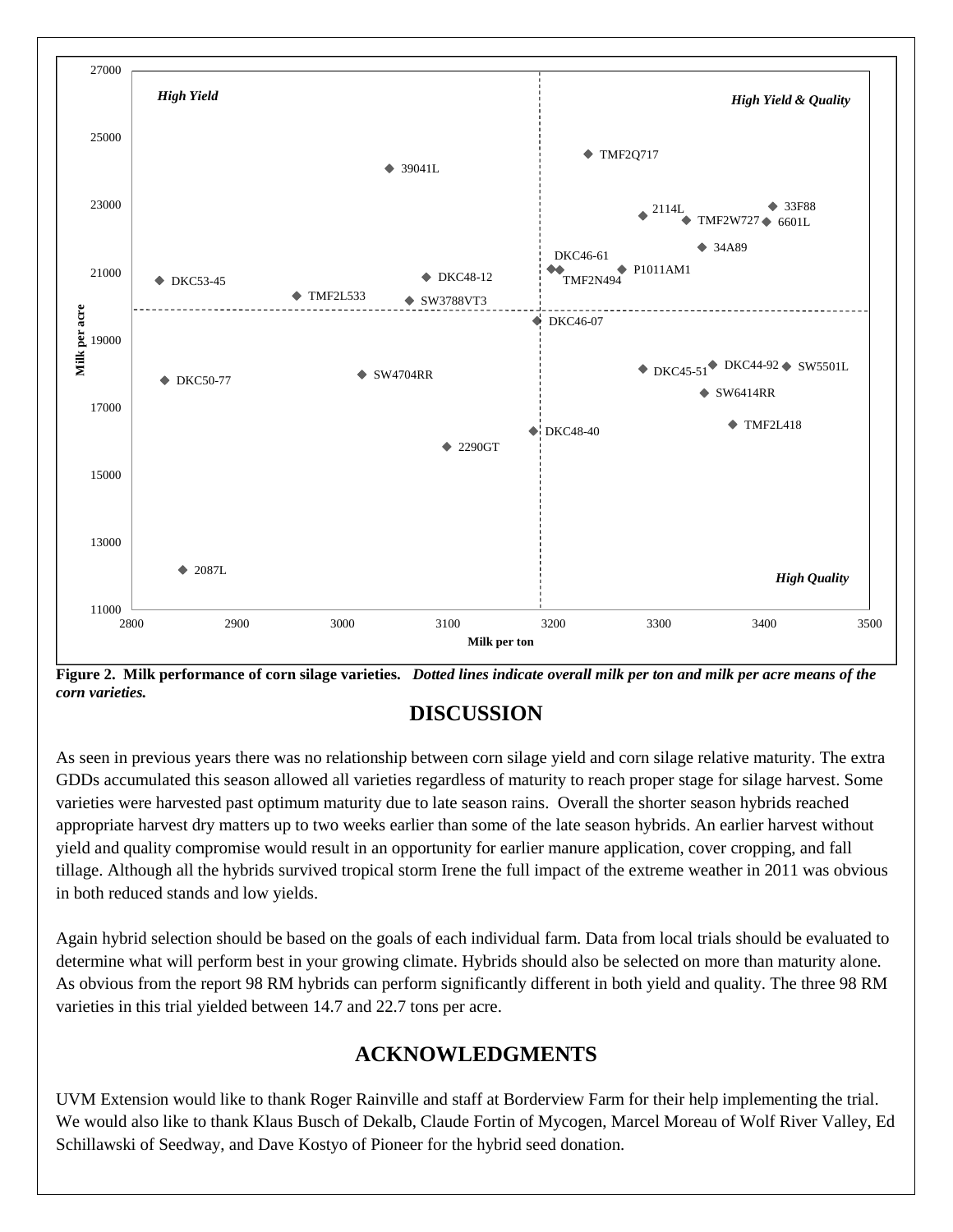High Yield

High Yield & Quality

High Quality

27000
25000
23000
21000
19000
17000
15000
13000
11000

Milk per acre

2800
2900
3000
3100
3200
3300
3400
3500

Milk per ton

TMF2Q717
39041L
2114L
33F88
TMF2W727
6601L
34A89
DKC46-61
P1011AM1
TMF2N494
DKC53-45
DKC48-12
TMF2L533
SW3788VT3
DKC46-07
DKC44-92
SW5501L
DKC45-51
DKC50-77
SW4704RR
SW6414RR
TMF2L418
DKC48-40
2290GT
2087L

**Figure 2. Milk performance of corn silage varieties.** ***Dotted lines indicate overall milk per ton and milk per acre means of the corn varieties.***

## DISCUSSION

As seen in previous years there was no relationship between corn silage yield and corn silage relative maturity. The extra GDDs accumulated this season allowed all varieties regardless of maturity to reach proper stage for silage harvest. Some varieties were harvested past optimum maturity due to late season rains. Overall the shorter season hybrids reached appropriate harvest dry matters up to two weeks earlier than some of the late season hybrids. An earlier harvest without yield and quality compromise would result in an opportunity for earlier manure application, cover cropping, and fall tillage. Although all the hybrids survived tropical storm Irene the full impact of the extreme weather in 2011 was obvious in both reduced stands and low yields.

Again hybrid selection should be based on the goals of each individual farm. Data from local trials should be evaluated to determine what will perform best in your growing climate. Hybrids should also be selected on more than maturity alone. As obvious from the report 98 RM hybrids can perform significantly different in both yield and quality. The three 98 RM varieties in this trial yielded between 14.7 and 22.7 tons per acre.

## ACKNOWLEDGMENTS

UVM Extension would like to thank Roger Rainville and staff at Borderview Farm for their help implementing the trial. We would also like to thank Klaus Busch of Dekalb, Claude Fortin of Mycogen, Marcel Moreau of Wolf River Valley, Ed Schillawski of Seedway, and Dave Kostyo of Pioneer for the hybrid seed donation.